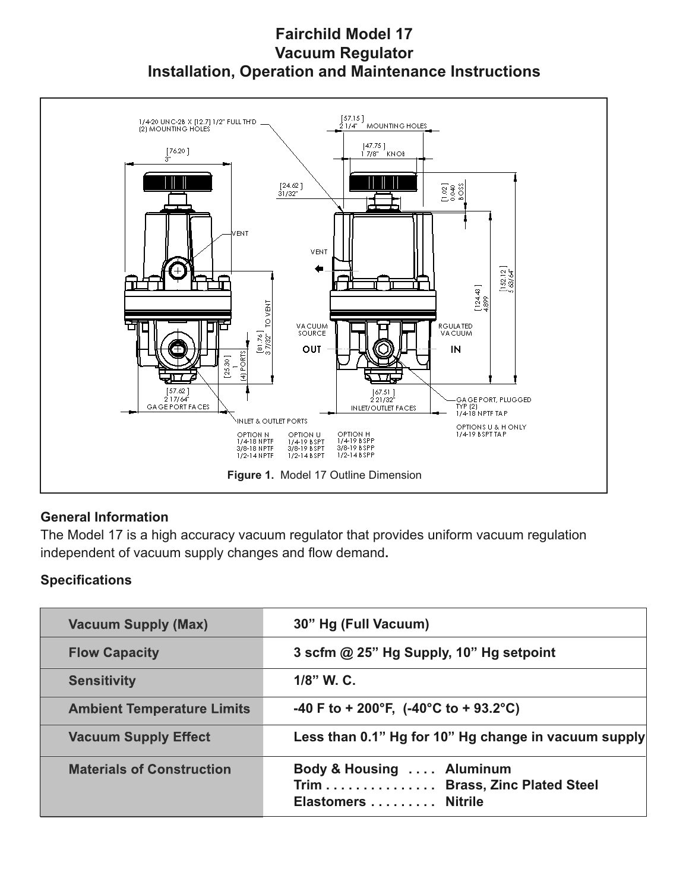# Fairchild Model 17
# Vacuum Regulator
# Installation, Operation and Maintenance Instructions

1/4-20 UNC-2B X [12.7] 1/2" FULL TH'D (2) MOUNTING HOLES

[57.15] 2 1/4" MOUNTING HOLES

[47.75] 1 7/8" KNOB

[76.20] 3"

[24.62] 31/32"

[1.02] 0.040 BOSS

VENT

[152.12] 5 63/64"

[124.43] 4.899

[81.76] 3 7/32" TO VENT

[25.30] 1 (4) PORTS

VACUUM SOURCE

OUT

RGULATED VACUUM

IN

[57.62] 2 17/64" GAGE PORT FACES

[67.51] 2 21/32" INLET/OUTLET FACES

GAGE PORT, PLUGGED TYP (2) 1/4-18 NPTF TAP

OPTIONS U & H ONLY 1/4-19 BSPT TAP

INLET & OUTLET PORTS

| OPTION N | OPTION U | OPTION H |
|---|---|---|
| 1/4-18 NPTF | 1/4-19 BSPT | 1/4-19 BSPP |
| 3/8-18 NPTF | 3/8-19 BSPT | 3/8-19 BSPP |
| 1/2-14 NPTF | 1/2-14 BSPT | 1/2-14 BSPP |

**Figure 1.** Model 17 Outline Dimension

### General Information

The Model 17 is a high accuracy vacuum regulator that provides uniform vacuum regulation independent of vacuum supply changes and flow demand**.**

### Specifications

| | |
|---|---|
| **Vacuum Supply (Max)** | **30" Hg (Full Vacuum)** |
| **Flow Capacity** | **3 scfm @ 25" Hg Supply, 10" Hg setpoint** |
| **Sensitivity** | **1/8" W. C.** |
| **Ambient Temperature Limits** | **-40 F to + 200°F, (-40°C to + 93.2°C)** |
| **Vacuum Supply Effect** | **Less than 0.1" Hg for 10" Hg change in vacuum supply** |
| **Materials of Construction** | **Body & Housing .... Aluminum**<br>**Trim ............... Brass, Zinc Plated Steel**<br>**Elastomers ......... Nitrile** |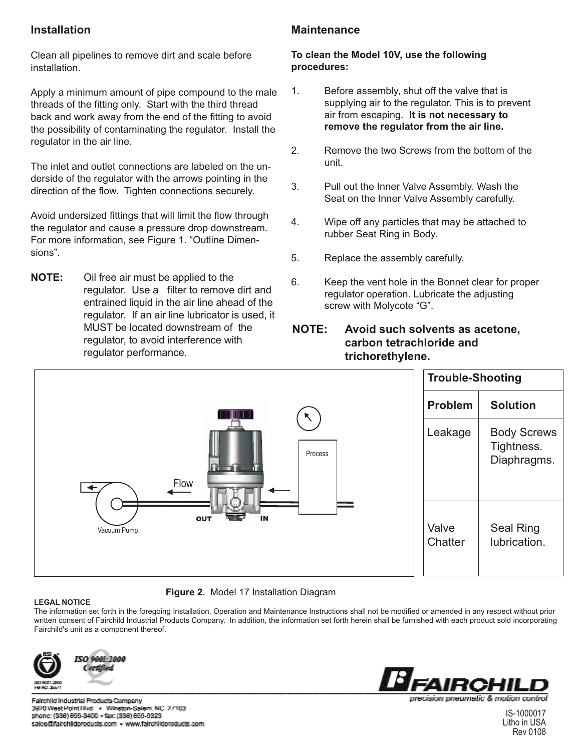## Installation

Clean all pipelines to remove dirt and scale before installation.

Apply a minimum amount of pipe compound to the male threads of the fitting only. Start with the third thread back and work away from the end of the fitting to avoid the possibility of contaminating the regulator. Install the regulator in the air line.

The inlet and outlet connections are labeled on the underside of the regulator with the arrows pointing in the direction of the flow. Tighten connections securely.

Avoid undersized fittings that will limit the flow through the regulator and cause a pressure drop downstream. For more information, see Figure 1. "Outline Dimensions".

**NOTE:** Oil free air must be applied to the regulator. Use a filter to remove dirt and entrained liquid in the air line ahead of the regulator. If an air line lubricator is used, it MUST be located downstream of the regulator, to avoid interference with regulator performance.

## Maintenance

**To clean the Model 10V, use the following procedures:**

1. Before assembly, shut off the valve that is supplying air to the regulator. This is to prevent air from escaping. **It is not necessary to remove the regulator from the air line.**
2. Remove the two Screws from the bottom of the unit.
3. Pull out the Inner Valve Assembly. Wash the Seat on the Inner Valve Assembly carefully.
4. Wipe off any particles that may be attached to rubber Seat Ring in Body.
5. Replace the assembly carefully.
6. Keep the vent hole in the Bonnet clear for proper regulator operation. Lubricate the adjusting screw with Molycote "G".

**NOTE: Avoid such solvents as acetone, carbon tetrachloride and trichorethylene.**

Flow

Process

Vacuum Pump

OUT

IN

**Figure 2.** Model 17 Installation Diagram

| Trouble-Shooting | |
|---|---|
| **Problem** | **Solution** |
| Leakage | Body Screws Tightness. Diaphragms. |
| Valve Chatter | Seal Ring lubrication. |

**LEGAL NOTICE**

The information set forth in the foregoing Installation, Operation and Maintenance Instructions shall not be modified or amended in any respect without prior written consent of Fairchild Industrial Products Company. In addition, the information set forth herein shall be furnished with each product sold incorporating Fairchild's unit as a component thereof.

ISO 9001:2000 Certified

Fairchild Industrial Products Company
3920 West Point Blvd. • Winston-Salem, NC 27103
phone: (336) 659-3400 • fax: (336) 659-9323
sales@fairchildproducts.com • www.fairchildproducts.com

FAIRCHILD
precision pneumatic & motion control

IS-1000017
Litho in USA
Rev 0108